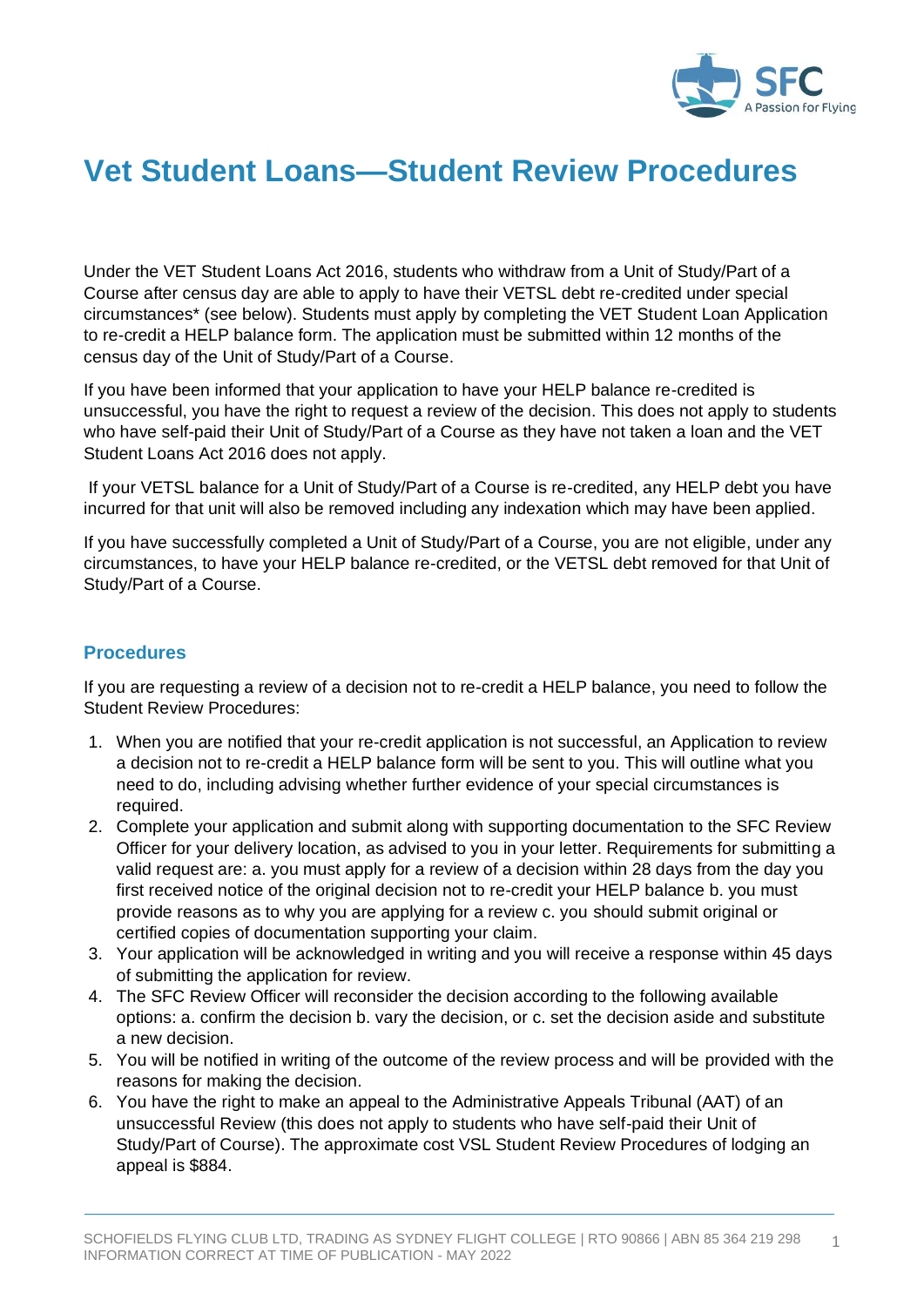# Vet Student Loans—Student Review Procedures

Under the VET Student Loans Act 2016, students who withdraw from a Unit of Study/Part of a Course after census day are able to apply to have their VETSL debt re-credited under special circumstances* (see below). Students must apply by completing the VET Student Loan Application to re-credit a HELP balance form. The application must be submitted within 12 months of the census day of the Unit of Study/Part of a Course.

If you have been informed that your application to have your HELP balance re-credited is unsuccessful, you have the right to request a review of the decision. This does not apply to students who have self-paid their Unit of Study/Part of a Course as they have not taken a loan and the VET Student Loans Act 2016 does not apply.

If your VETSL balance for a Unit of Study/Part of a Course is re-credited, any HELP debt you have incurred for that unit will also be removed including any indexation which may have been applied.

If you have successfully completed a Unit of Study/Part of a Course, you are not eligible, under any circumstances, to have your HELP balance re-credited, or the VETSL debt removed for that Unit of Study/Part of a Course.

## Procedures

If you are requesting a review of a decision not to re-credit a HELP balance, you need to follow the Student Review Procedures:

1. When you are notified that your re-credit application is not successful, an Application to review a decision not to re-credit a HELP balance form will be sent to you. This will outline what you need to do, including advising whether further evidence of your special circumstances is required.
2. Complete your application and submit along with supporting documentation to the SFC Review Officer for your delivery location, as advised to you in your letter. Requirements for submitting a valid request are: a. you must apply for a review of a decision within 28 days from the day you first received notice of the original decision not to re-credit your HELP balance b. you must provide reasons as to why you are applying for a review c. you should submit original or certified copies of documentation supporting your claim.
3. Your application will be acknowledged in writing and you will receive a response within 45 days of submitting the application for review.
4. The SFC Review Officer will reconsider the decision according to the following available options: a. confirm the decision b. vary the decision, or c. set the decision aside and substitute a new decision.
5. You will be notified in writing of the outcome of the review process and will be provided with the reasons for making the decision.
6. You have the right to make an appeal to the Administrative Appeals Tribunal (AAT) of an unsuccessful Review (this does not apply to students who have self-paid their Unit of Study/Part of Course). The approximate cost VSL Student Review Procedures of lodging an appeal is $884.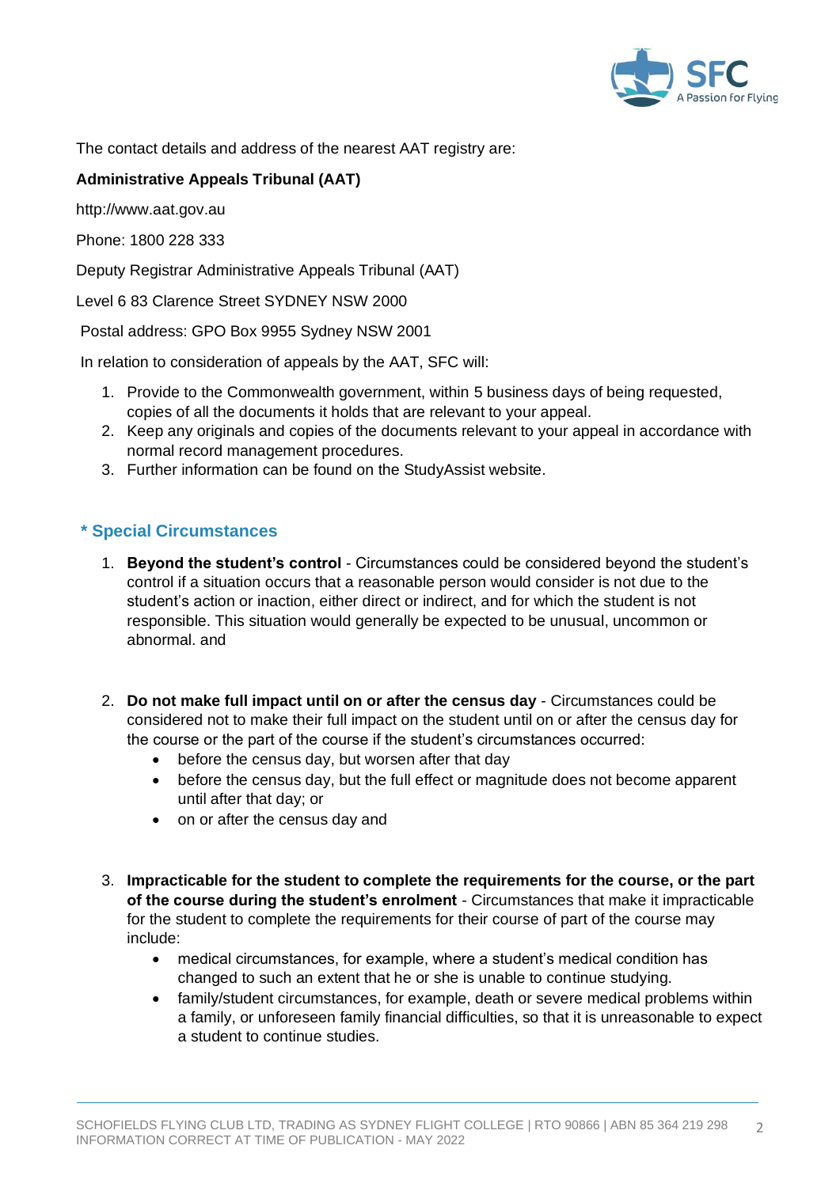The contact details and address of the nearest AAT registry are:

**Administrative Appeals Tribunal (AAT)**

http://www.aat.gov.au

Phone: 1800 228 333

Deputy Registrar Administrative Appeals Tribunal (AAT)

Level 6 83 Clarence Street SYDNEY NSW 2000

Postal address: GPO Box 9955 Sydney NSW 2001

In relation to consideration of appeals by the AAT, SFC will:

1. Provide to the Commonwealth government, within 5 business days of being requested, copies of all the documents it holds that are relevant to your appeal.
2. Keep any originals and copies of the documents relevant to your appeal in accordance with normal record management procedures.
3. Further information can be found on the StudyAssist website.

## * Special Circumstances

1. **Beyond the student's control** - Circumstances could be considered beyond the student's control if a situation occurs that a reasonable person would consider is not due to the student's action or inaction, either direct or indirect, and for which the student is not responsible. This situation would generally be expected to be unusual, uncommon or abnormal. and

2. **Do not make full impact until on or after the census day** - Circumstances could be considered not to make their full impact on the student until on or after the census day for the course or the part of the course if the student's circumstances occurred:
   - before the census day, but worsen after that day
   - before the census day, but the full effect or magnitude does not become apparent until after that day; or
   - on or after the census day and

3. **Impracticable for the student to complete the requirements for the course, or the part of the course during the student's enrolment** - Circumstances that make it impracticable for the student to complete the requirements for their course of part of the course may include:
   - medical circumstances, for example, where a student's medical condition has changed to such an extent that he or she is unable to continue studying.
   - family/student circumstances, for example, death or severe medical problems within a family, or unforeseen family financial difficulties, so that it is unreasonable to expect a student to continue studies.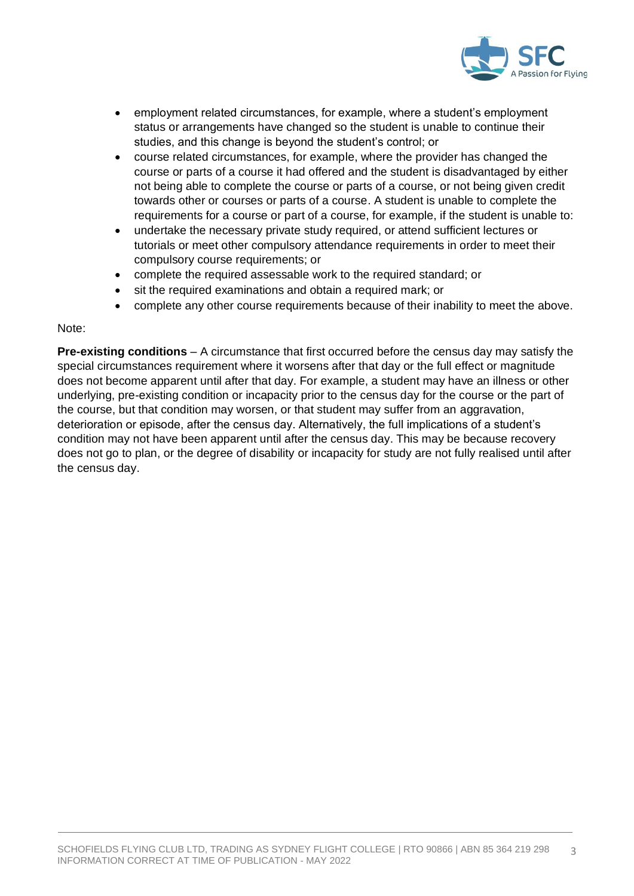- employment related circumstances, for example, where a student's employment status or arrangements have changed so the student is unable to continue their studies, and this change is beyond the student's control; or
- course related circumstances, for example, where the provider has changed the course or parts of a course it had offered and the student is disadvantaged by either not being able to complete the course or parts of a course, or not being given credit towards other or courses or parts of a course. A student is unable to complete the requirements for a course or part of a course, for example, if the student is unable to:
- undertake the necessary private study required, or attend sufficient lectures or tutorials or meet other compulsory attendance requirements in order to meet their compulsory course requirements; or
- complete the required assessable work to the required standard; or
- sit the required examinations and obtain a required mark; or
- complete any other course requirements because of their inability to meet the above.

Note:

**Pre-existing conditions** – A circumstance that first occurred before the census day may satisfy the special circumstances requirement where it worsens after that day or the full effect or magnitude does not become apparent until after that day. For example, a student may have an illness or other underlying, pre-existing condition or incapacity prior to the census day for the course or the part of the course, but that condition may worsen, or that student may suffer from an aggravation, deterioration or episode, after the census day. Alternatively, the full implications of a student's condition may not have been apparent until after the census day. This may be because recovery does not go to plan, or the degree of disability or incapacity for study are not fully realised until after the census day.